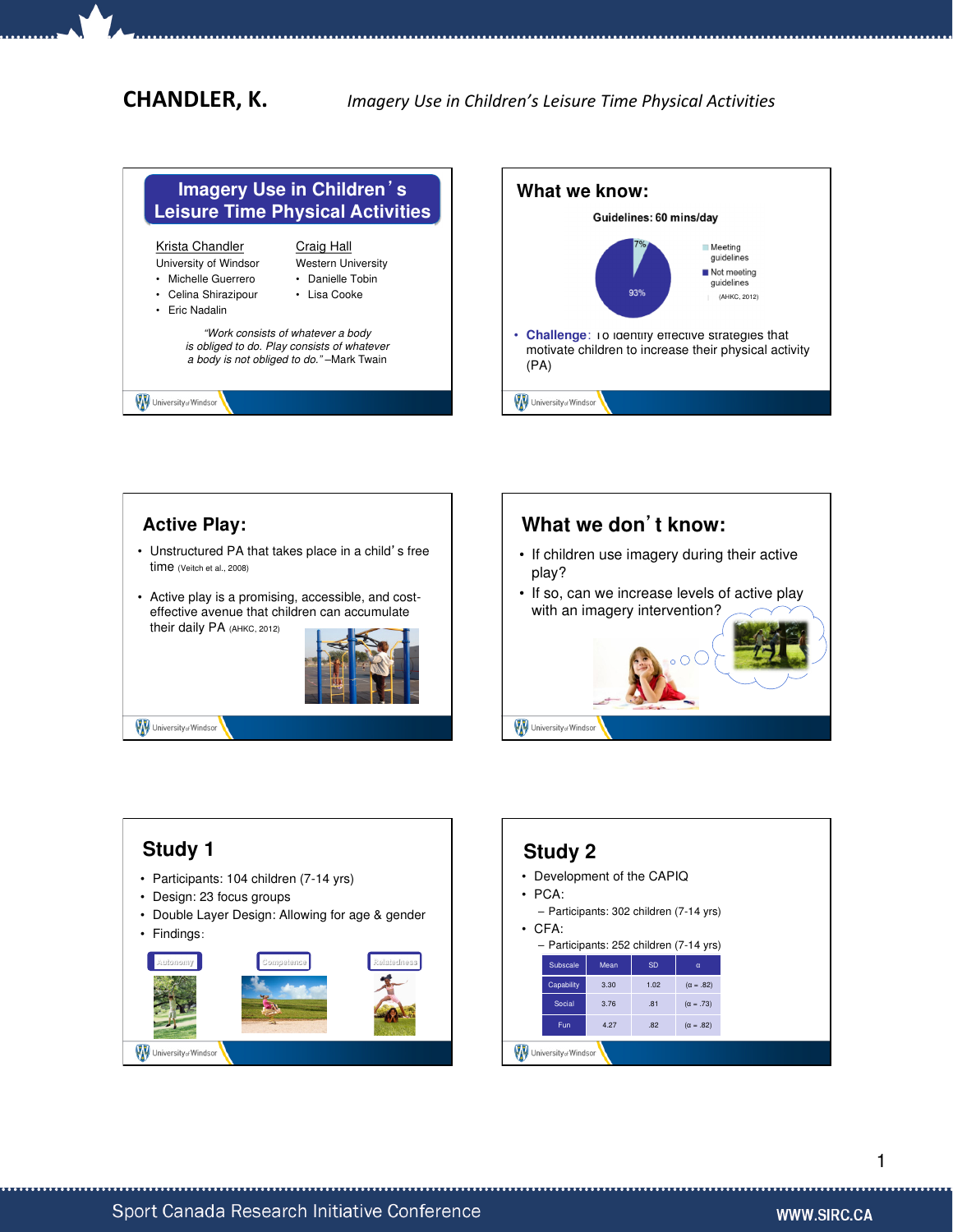# Imagery Use in Children's Leisure Time Physical Activities

**Krista Chandler**
University of Windsor
- Michelle Guerrero
- Celina Shirazipour
- Eric Nadalin

**Craig Hall**
Western University
- Danielle Tobin
- Lisa Cooke

*"Work consists of whatever a body is obliged to do. Play consists of whatever a body is not obliged to do."* –Mark Twain

## What we know:

Guidelines: 60 mins/day

| | |
|---|---|
| Meeting guidelines | 7% |
| Not meeting guidelines | 93% |

(AHKC, 2012)

- **Challenge**: To identify effective strategies that motivate children to increase their physical activity (PA)

## Active Play:

- Unstructured PA that takes place in a child's free time (Veitch et al., 2008)
- Active play is a promising, accessible, and cost-effective avenue that children can accumulate their daily PA (AHKC, 2012)

## What we don't know:

- If children use imagery during their active play?
- If so, can we increase levels of active play with an imagery intervention?

## Study 1

- Participants: 104 children (7-14 yrs)
- Design: 23 focus groups
- Double Layer Design: Allowing for age & gender
- Findings:

Autonomy — Competence — Relatedness

## Study 2

- Development of the CAPIQ
- PCA:
  - Participants: 302 children (7-14 yrs)
- CFA:
  - Participants: 252 children (7-14 yrs)

| Subscale | Mean | SD | α |
|---|---|---|---|
| Capability | 3.30 | 1.02 | (α = .82) |
| Social | 3.76 | .81 | (α = .73) |
| Fun | 4.27 | .82 | (α = .82) |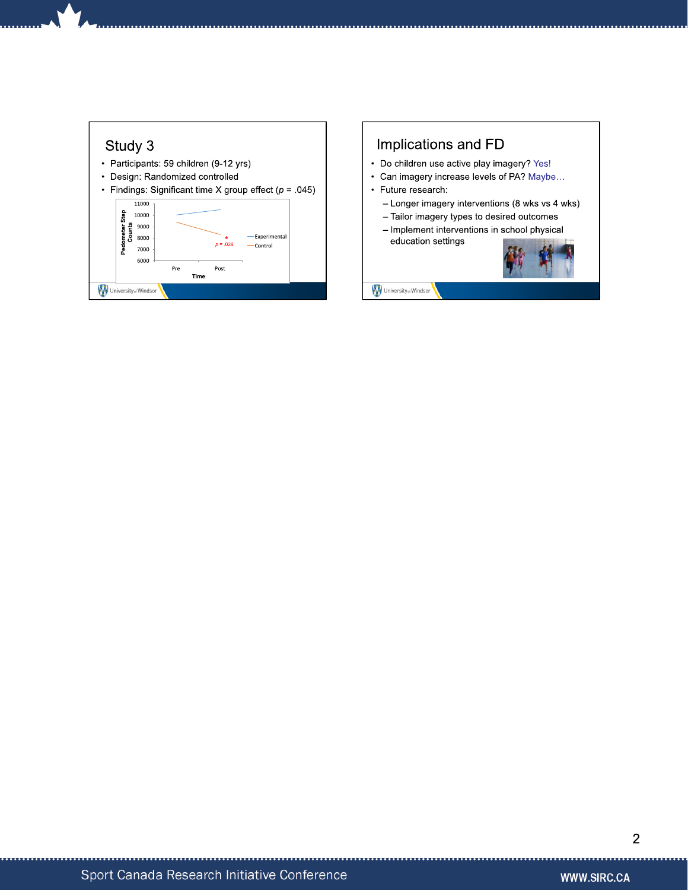## Study 3

- Participants: 59 children (9-12 yrs)
- Design: Randomized controlled
- Findings: Significant time X group effect ($p$ = .045)

Pedometer Step Counts

11000
10000
9000
8000
7000
6000

Pre
Post
Time

*
$p$ = .026

Experimental
Control

University of Windsor

## Implications and FD

- Do children use active play imagery? Yes!
- Can imagery increase levels of PA? Maybe…
- Future research:
  - Longer imagery interventions (8 wks vs 4 wks)
  - Tailor imagery types to desired outcomes
  - Implement interventions in school physical education settings

University of Windsor